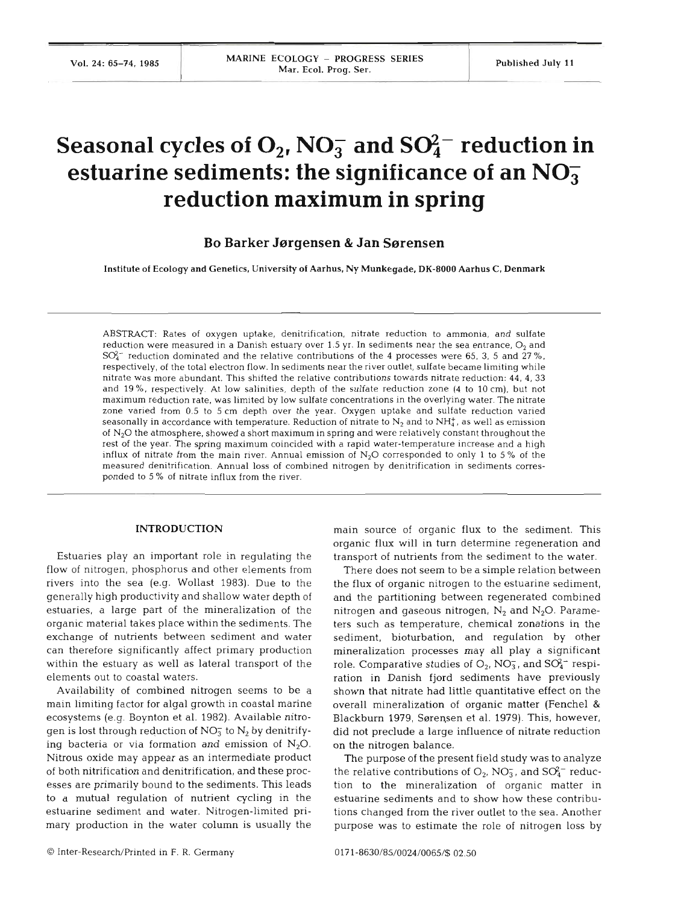# Seasonal cycles of $O_2$, $NO_3^-$ and $SO_4^{2-}$ reduction in estuarine sediments: the significance of an $NO_3^-$ reduction maximum in spring

**Bo Barker Jørgensen & Jan Sørensen**

Institute of Ecology and Genetics, University of Aarhus, Ny Munkegade, DK-8000 Aarhus C, Denmark

ABSTRACT: Rates of oxygen uptake, denitrification, nitrate reduction to ammonia, and sulfate reduction were measured in a Danish estuary over 1.5 yr. In sediments near the sea entrance, $O_2$ and $SO_4^{2-}$ reduction dominated and the relative contributions of the 4 processes were 65, 3, 5 and 27 %, respectively, of the total electron flow. In sediments near the river outlet, sulfate became limiting while nitrate was more abundant. This shifted the relative contributions towards nitrate reduction: 44, 4, 33 and 19 %, respectively. At low salinities, depth of the sulfate reduction zone (4 to 10 cm), but not maximum reduction rate, was limited by low sulfate concentrations in the overlying water. The nitrate zone varied from 0.5 to 5 cm depth over the year. Oxygen uptake and sulfate reduction varied seasonally in accordance with temperature. Reduction of nitrate to $N_2$ and to $NH_4^+$, as well as emission of $N_2O$ the atmosphere, showed a short maximum in spring and were relatively constant throughout the rest of the year. The spring maximum coincided with a rapid water-temperature increase and a high influx of nitrate from the main river. Annual emission of $N_2O$ corresponded to only 1 to 5 % of the measured denitrification. Annual loss of combined nitrogen by denitrification in sediments corresponded to 5 % of nitrate influx from the river.

## INTRODUCTION

Estuaries play an important role in regulating the flow of nitrogen, phosphorus and other elements from rivers into the sea (e.g. Wollast 1983). Due to the generally high productivity and shallow water depth of estuaries, a large part of the mineralization of the organic material takes place within the sediments. The exchange of nutrients between sediment and water can therefore significantly affect primary production within the estuary as well as lateral transport of the elements out to coastal waters.

Availability of combined nitrogen seems to be a main limiting factor for algal growth in coastal marine ecosystems (e.g. Boynton et al. 1982). Available nitrogen is lost through reduction of $NO_3^-$ to $N_2$ by denitrifying bacteria or via formation and emission of $N_2O$. Nitrous oxide may appear as an intermediate product of both nitrification and denitrification, and these processes are primarily bound to the sediments. This leads to a mutual regulation of nutrient cycling in the estuarine sediment and water. Nitrogen-limited primary production in the water column is usually the main source of organic flux to the sediment. This organic flux will in turn determine regeneration and transport of nutrients from the sediment to the water.

There does not seem to be a simple relation between the flux of organic nitrogen to the estuarine sediment, and the partitioning between regenerated combined nitrogen and gaseous nitrogen, $N_2$ and $N_2O$. Parameters such as temperature, chemical zonations in the sediment, bioturbation, and regulation by other mineralization processes may all play a significant role. Comparative studies of $O_2$, $NO_3^-$, and $SO_4^{2-}$ respiration in Danish fjord sediments have previously shown that nitrate had little quantitative effect on the overall mineralization of organic matter (Fenchel & Blackburn 1979, Sørensen et al. 1979). This, however, did not preclude a large influence of nitrate reduction on the nitrogen balance.

The purpose of the present field study was to analyze the relative contributions of $O_2$, $NO_3^-$, and $SO_4^{2-}$ reduction to the mineralization of organic matter in estuarine sediments and to show how these contributions changed from the river outlet to the sea. Another purpose was to estimate the role of nitrogen loss by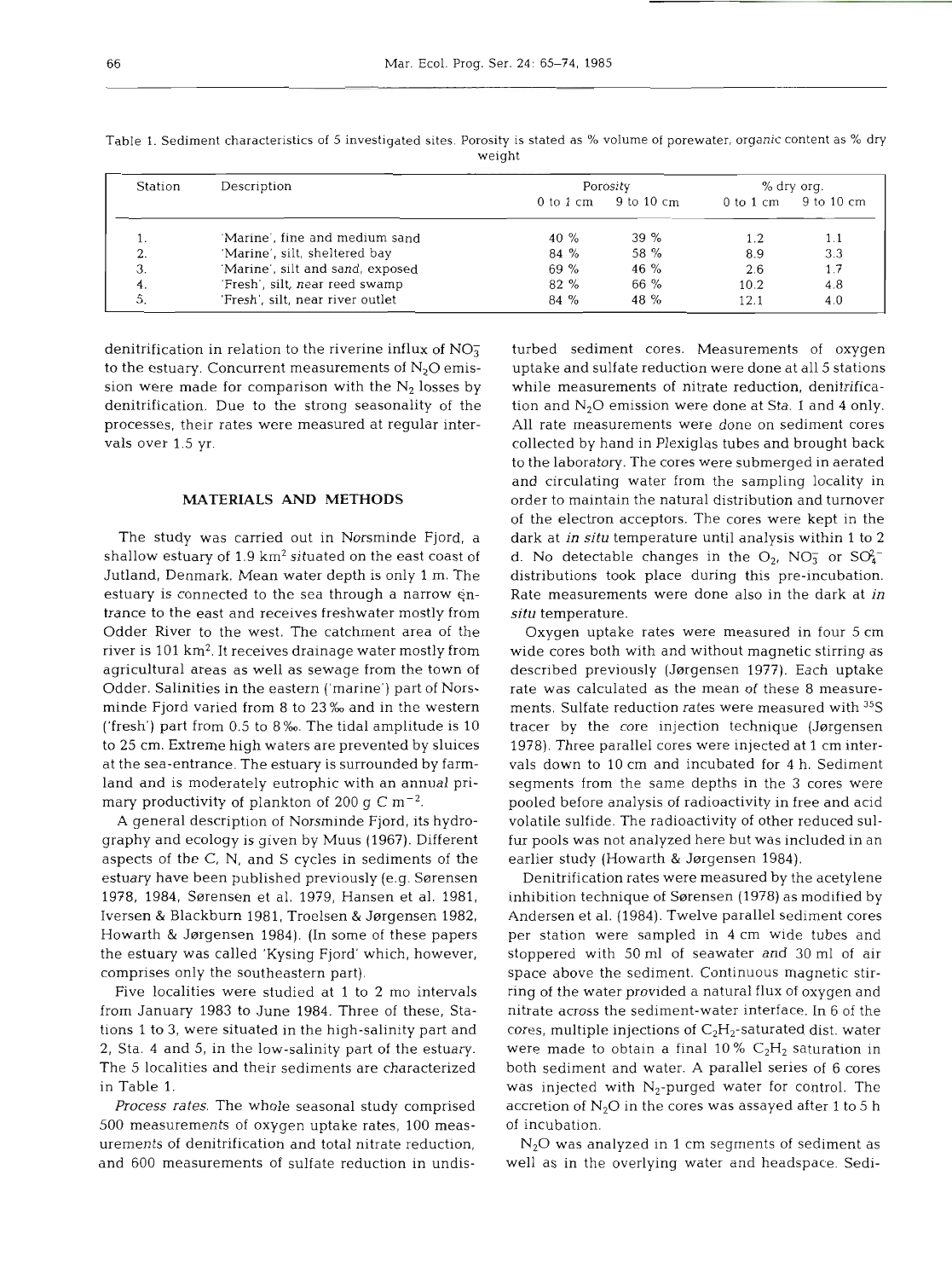Table 1. Sediment characteristics of 5 investigated sites. Porosity is stated as % volume of porewater, organic content as % dry weight

| Station | Description | Porosity | | % dry org. | |
|---|---|---|---|---|---|
| | | 0 to 1 cm | 9 to 10 cm | 0 to 1 cm | 9 to 10 cm |
| 1. | 'Marine', fine and medium sand | 40 % | 39 % | 1.2 | 1.1 |
| 2. | 'Marine', silt, sheltered bay | 84 % | 58 % | 8.9 | 3.3 |
| 3. | 'Marine', silt and sand, exposed | 69 % | 46 % | 2.6 | 1.7 |
| 4. | 'Fresh', silt, near reed swamp | 82 % | 66 % | 10.2 | 4.8 |
| 5. | 'Fresh', silt, near river outlet | 84 % | 48 % | 12.1 | 4.0 |

denitrification in relation to the riverine influx of $NO_3^-$ to the estuary. Concurrent measurements of $N_2O$ emission were made for comparison with the $N_2$ losses by denitrification. Due to the strong seasonality of the processes, their rates were measured at regular intervals over 1.5 yr.

## MATERIALS AND METHODS

The study was carried out in Norsminde Fjord, a shallow estuary of 1.9 km$^2$ situated on the east coast of Jutland, Denmark. Mean water depth is only 1 m. The estuary is connected to the sea through a narrow entrance to the east and receives freshwater mostly from Odder River to the west. The catchment area of the river is 101 km$^2$. It receives drainage water mostly from agricultural areas as well as sewage from the town of Odder. Salinities in the eastern ('marine') part of Norsminde Fjord varied from 8 to 23 ‰ and in the western ('fresh') part from 0.5 to 8 ‰. The tidal amplitude is 10 to 25 cm. Extreme high waters are prevented by sluices at the sea-entrance. The estuary is surrounded by farmland and is moderately eutrophic with an annual primary productivity of plankton of 200 g C m$^{-2}$.

A general description of Norsminde Fjord, its hydrography and ecology is given by Muus (1967). Different aspects of the C, N, and S cycles in sediments of the estuary have been published previously (e.g. Sørensen 1978, 1984, Sørensen et al. 1979, Hansen et al. 1981, Iversen & Blackburn 1981, Troelsen & Jørgensen 1982, Howarth & Jørgensen 1984). (In some of these papers the estuary was called 'Kysing Fjord' which, however, comprises only the southeastern part).

Five localities were studied at 1 to 2 mo intervals from January 1983 to June 1984. Three of these, Stations 1 to 3, were situated in the high-salinity part and 2, Sta. 4 and 5, in the low-salinity part of the estuary. The 5 localities and their sediments are characterized in Table 1.

*Process rates.* The whole seasonal study comprised 500 measurements of oxygen uptake rates, 100 measurements of denitrification and total nitrate reduction, and 600 measurements of sulfate reduction in undisturbed sediment cores. Measurements of oxygen uptake and sulfate reduction were done at all 5 stations while measurements of nitrate reduction, denitrification and $N_2O$ emission were done at Sta. 1 and 4 only. All rate measurements were done on sediment cores collected by hand in Plexiglas tubes and brought back to the laboratory. The cores were submerged in aerated and circulating water from the sampling locality in order to maintain the natural distribution and turnover of the electron acceptors. The cores were kept in the dark at *in situ* temperature until analysis within 1 to 2 d. No detectable changes in the $O_2$, $NO_3^-$ or $SO_4^{2-}$ distributions took place during this pre-incubation. Rate measurements were done also in the dark at *in situ* temperature.

Oxygen uptake rates were measured in four 5 cm wide cores both with and without magnetic stirring as described previously (Jørgensen 1977). Each uptake rate was calculated as the mean of these 8 measurements. Sulfate reduction rates were measured with $^{35}S$ tracer by the core injection technique (Jørgensen 1978). Three parallel cores were injected at 1 cm intervals down to 10 cm and incubated for 4 h. Sediment segments from the same depths in the 3 cores were pooled before analysis of radioactivity in free and acid volatile sulfide. The radioactivity of other reduced sulfur pools was not analyzed here but was included in an earlier study (Howarth & Jørgensen 1984).

Denitrification rates were measured by the acetylene inhibition technique of Sørensen (1978) as modified by Andersen et al. (1984). Twelve parallel sediment cores per station were sampled in 4 cm wide tubes and stoppered with 50 ml of seawater and 30 ml of air space above the sediment. Continuous magnetic stirring of the water provided a natural flux of oxygen and nitrate across the sediment-water interface. In 6 of the cores, multiple injections of $C_2H_2$-saturated dist. water were made to obtain a final 10 % $C_2H_2$ saturation in both sediment and water. A parallel series of 6 cores was injected with $N_2$-purged water for control. The accretion of $N_2O$ in the cores was assayed after 1 to 5 h of incubation.

$N_2O$ was analyzed in 1 cm segments of sediment as well as in the overlying water and headspace. Sedi-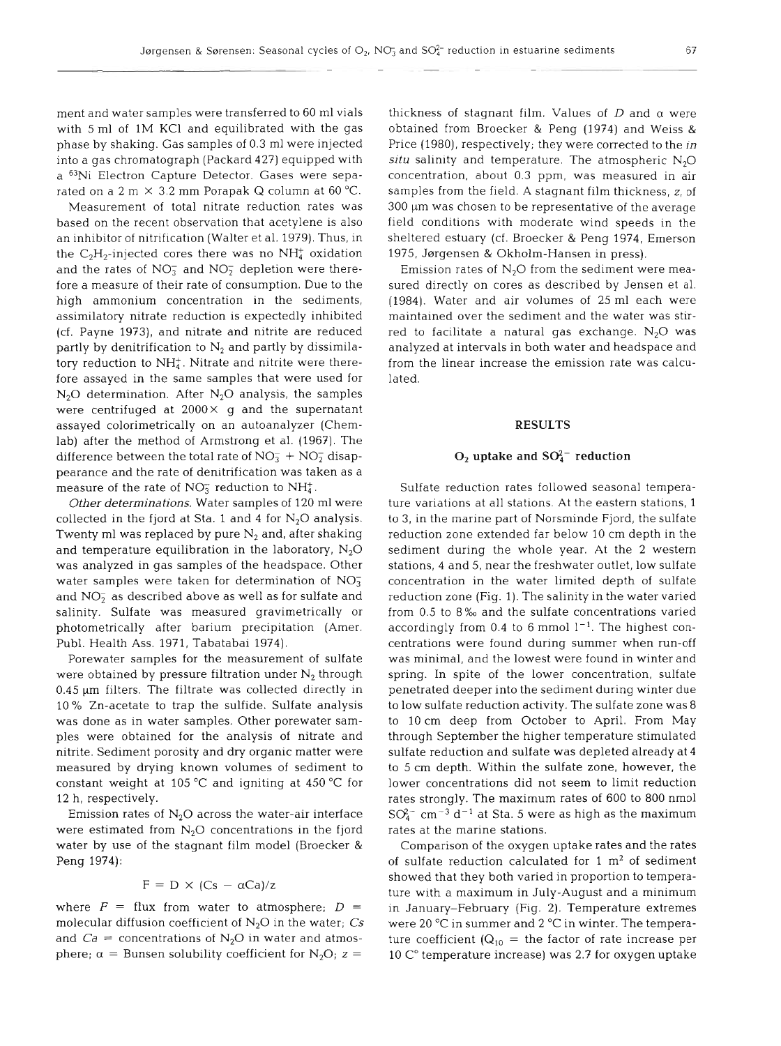ment and water samples were transferred to 60 ml vials with 5 ml of 1M KCl and equilibrated with the gas phase by shaking. Gas samples of 0.3 ml were injected into a gas chromatograph (Packard 427) equipped with a $^{63}$Ni Electron Capture Detector. Gases were separated on a 2 m × 3.2 mm Porapak Q column at 60 °C.

Measurement of total nitrate reduction rates was based on the recent observation that acetylene is also an inhibitor of nitrification (Walter et al. 1979). Thus, in the $C_2H_2$-injected cores there was no $NH_4^+$ oxidation and the rates of $NO_3^-$ and $NO_2^-$ depletion were therefore a measure of their rate of consumption. Due to the high ammonium concentration in the sediments, assimilatory nitrate reduction is expectedly inhibited (cf. Payne 1973), and nitrate and nitrite are reduced partly by denitrification to $N_2$ and partly by dissimilatory reduction to $NH_4^+$. Nitrate and nitrite were therefore assayed in the same samples that were used for $N_2O$ determination. After $N_2O$ analysis, the samples were centrifuged at 2000× g and the supernatant assayed colorimetrically on an autoanalyzer (Chemlab) after the method of Armstrong et al. (1967). The difference between the total rate of $NO_3^-$ + $NO_2^-$ disappearance and the rate of denitrification was taken as a measure of the rate of $NO_3^-$ reduction to $NH_4^+$.

*Other determinations.* Water samples of 120 ml were collected in the fjord at Sta. 1 and 4 for $N_2O$ analysis. Twenty ml was replaced by pure $N_2$ and, after shaking and temperature equilibration in the laboratory, $N_2O$ was analyzed in gas samples of the headspace. Other water samples were taken for determination of $NO_3^-$ and $NO_2^-$ as described above as well as for sulfate and salinity. Sulfate was measured gravimetrically or photometrically after barium precipitation (Amer. Publ. Health Ass. 1971, Tabatabai 1974).

Porewater samples for the measurement of sulfate were obtained by pressure filtration under $N_2$ through 0.45 µm filters. The filtrate was collected directly in 10 % Zn-acetate to trap the sulfide. Sulfate analysis was done as in water samples. Other porewater samples were obtained for the analysis of nitrate and nitrite. Sediment porosity and dry organic matter were measured by drying known volumes of sediment to constant weight at 105 °C and igniting at 450 °C for 12 h, respectively.

Emission rates of $N_2O$ across the water-air interface were estimated from $N_2O$ concentrations in the fjord water by use of the stagnant film model (Broecker & Peng 1974):

$$F = D \times (Cs - \alpha Ca)/z$$

where $F$ = flux from water to atmosphere; $D$ = molecular diffusion coefficient of $N_2O$ in the water; $Cs$ and $Ca$ = concentrations of $N_2O$ in water and atmosphere; $\alpha$ = Bunsen solubility coefficient for $N_2O$; $z$ = thickness of stagnant film. Values of $D$ and $\alpha$ were obtained from Broecker & Peng (1974) and Weiss & Price (1980), respectively; they were corrected to the *in situ* salinity and temperature. The atmospheric $N_2O$ concentration, about 0.3 ppm, was measured in air samples from the field. A stagnant film thickness, $z$, of 300 µm was chosen to be representative of the average field conditions with moderate wind speeds in the sheltered estuary (cf. Broecker & Peng 1974, Emerson 1975, Jørgensen & Okholm-Hansen in press).

Emission rates of $N_2O$ from the sediment were measured directly on cores as described by Jensen et al. (1984). Water and air volumes of 25 ml each were maintained over the sediment and the water was stirred to facilitate a natural gas exchange. $N_2O$ was analyzed at intervals in both water and headspace and from the linear increase the emission rate was calculated.

## RESULTS

### $O_2$ uptake and $SO_4^{2-}$ reduction

Sulfate reduction rates followed seasonal temperature variations at all stations. At the eastern stations, 1 to 3, in the marine part of Norsminde Fjord, the sulfate reduction zone extended far below 10 cm depth in the sediment during the whole year. At the 2 western stations, 4 and 5, near the freshwater outlet, low sulfate concentration in the water limited depth of sulfate reduction zone (Fig. 1). The salinity in the water varied from 0.5 to 8 ‰ and the sulfate concentrations varied accordingly from 0.4 to 6 mmol $l^{-1}$. The highest concentrations were found during summer when run-off was minimal, and the lowest were found in winter and spring. In spite of the lower concentration, sulfate penetrated deeper into the sediment during winter due to low sulfate reduction activity. The sulfate zone was 8 to 10 cm deep from October to April. From May through September the higher temperature stimulated sulfate reduction and sulfate was depleted already at 4 to 5 cm depth. Within the sulfate zone, however, the lower concentrations did not seem to limit reduction rates strongly. The maximum rates of 600 to 800 nmol $SO_4^{2-}$ $cm^{-3}$ $d^{-1}$ at Sta. 5 were as high as the maximum rates at the marine stations.

Comparison of the oxygen uptake rates and the rates of sulfate reduction calculated for 1 $m^2$ of sediment showed that they both varied in proportion to temperature with a maximum in July-August and a minimum in January-February (Fig. 2). Temperature extremes were 20 °C in summer and 2 °C in winter. The temperature coefficient ($Q_{10}$ = the factor of rate increase per 10 C° temperature increase) was 2.7 for oxygen uptake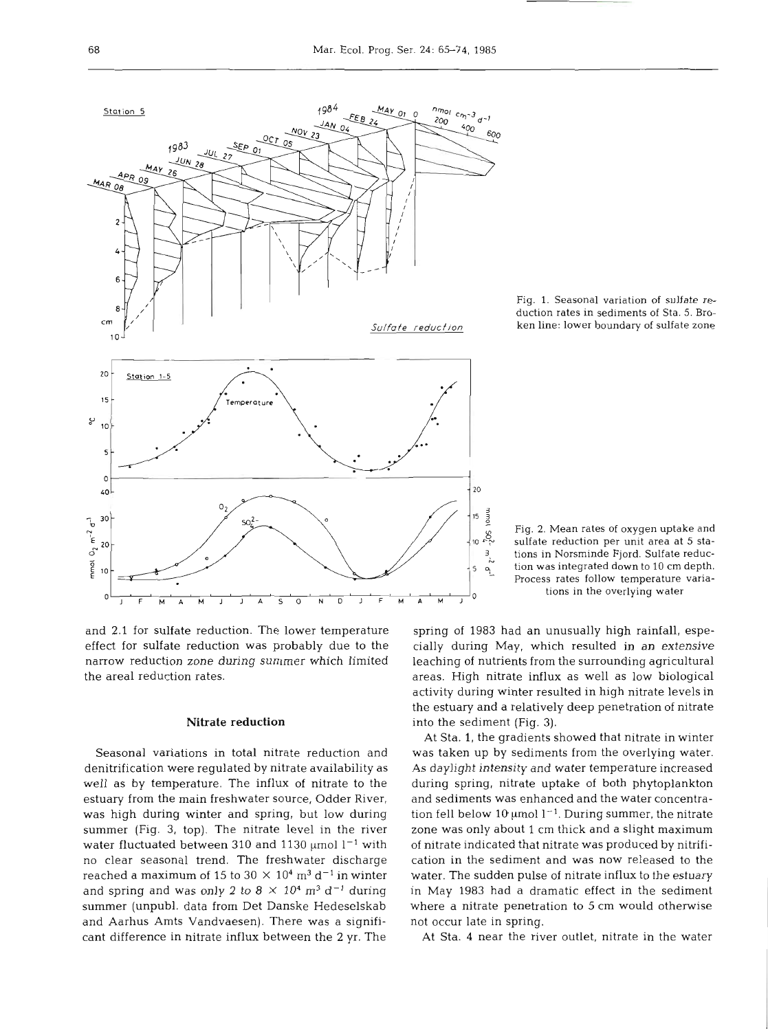Fig. 1. Seasonal variation of sulfate reduction rates in sediments of Sta. 5. Broken line: lower boundary of sulfate zone

Fig. 2. Mean rates of oxygen uptake and sulfate reduction per unit area at 5 stations in Norsminde Fjord. Sulfate reduction was integrated down to 10 cm depth. Process rates follow temperature variations in the overlying water

and 2.1 for sulfate reduction. The lower temperature effect for sulfate reduction was probably due to the narrow reduction zone during summer which limited the areal reduction rates.

## Nitrate reduction

Seasonal variations in total nitrate reduction and denitrification were regulated by nitrate availability as well as by temperature. The influx of nitrate to the estuary from the main freshwater source, Odder River, was high during winter and spring, but low during summer (Fig. 3, top). The nitrate level in the river water fluctuated between 310 and 1130 $\mu$mol $l^{-1}$ with no clear seasonal trend. The freshwater discharge reached a maximum of 15 to 30 $\times$ $10^4$ $m^3$ $d^{-1}$ in winter and spring and was only 2 to 8 $\times$ $10^4$ $m^3$ $d^{-1}$ during summer (unpubl. data from Det Danske Hedeselskab and Aarhus Amts Vandvaesen). There was a significant difference in nitrate influx between the 2 yr. The spring of 1983 had an unusually high rainfall, especially during May, which resulted in an extensive leaching of nutrients from the surrounding agricultural areas. High nitrate influx as well as low biological activity during winter resulted in high nitrate levels in the estuary and a relatively deep penetration of nitrate into the sediment (Fig. 3).

At Sta. 1, the gradients showed that nitrate in winter was taken up by sediments from the overlying water. As daylight intensity and water temperature increased during spring, nitrate uptake of both phytoplankton and sediments was enhanced and the water concentration fell below 10 $\mu$mol $l^{-1}$. During summer, the nitrate zone was only about 1 cm thick and a slight maximum of nitrate indicated that nitrate was produced by nitrification in the sediment and was now released to the water. The sudden pulse of nitrate influx to the estuary in May 1983 had a dramatic effect in the sediment where a nitrate penetration to 5 cm would otherwise not occur late in spring.

At Sta. 4 near the river outlet, nitrate in the water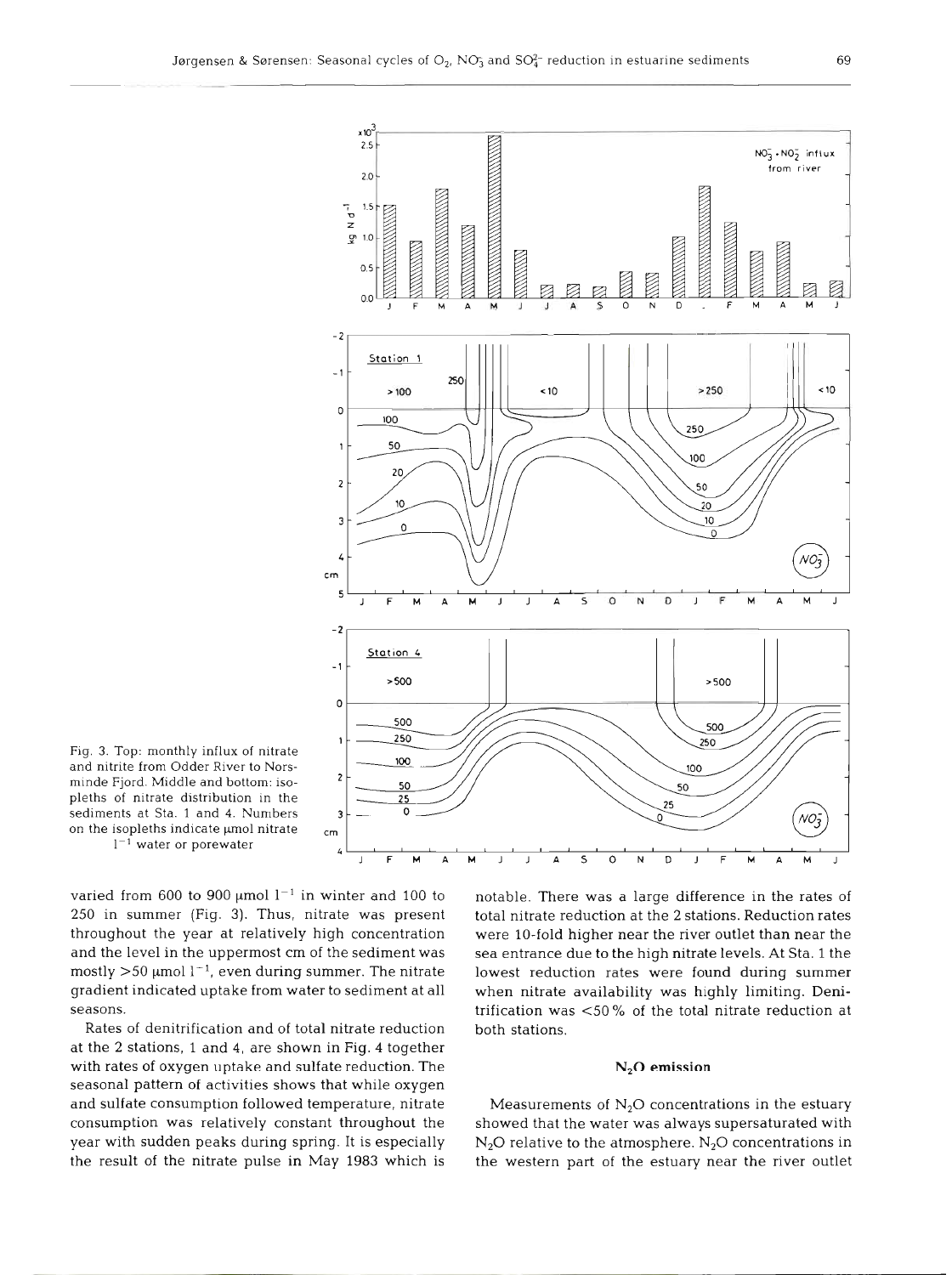Fig. 3. Top: monthly influx of nitrate and nitrite from Odder River to Norsminde Fjord. Middle and bottom: isopleths of nitrate distribution in the sediments at Sta. 1 and 4. Numbers on the isopleths indicate µmol nitrate $l^{-1}$ water or porewater

varied from 600 to 900 µmol $l^{-1}$ in winter and 100 to 250 in summer (Fig. 3). Thus, nitrate was present throughout the year at relatively high concentration and the level in the uppermost cm of the sediment was mostly >50 µmol $l^{-1}$, even during summer. The nitrate gradient indicated uptake from water to sediment at all seasons.

Rates of denitrification and of total nitrate reduction at the 2 stations, 1 and 4, are shown in Fig. 4 together with rates of oxygen uptake and sulfate reduction. The seasonal pattern of activities shows that while oxygen and sulfate consumption followed temperature, nitrate consumption was relatively constant throughout the year with sudden peaks during spring. It is especially the result of the nitrate pulse in May 1983 which is notable. There was a large difference in the rates of total nitrate reduction at the 2 stations. Reduction rates were 10-fold higher near the river outlet than near the sea entrance due to the high nitrate levels. At Sta. 1 the lowest reduction rates were found during summer when nitrate availability was highly limiting. Denitrification was <50 % of the total nitrate reduction at both stations.

## $N_2O$ emission

Measurements of $N_2O$ concentrations in the estuary showed that the water was always supersaturated with $N_2O$ relative to the atmosphere. $N_2O$ concentrations in the western part of the estuary near the river outlet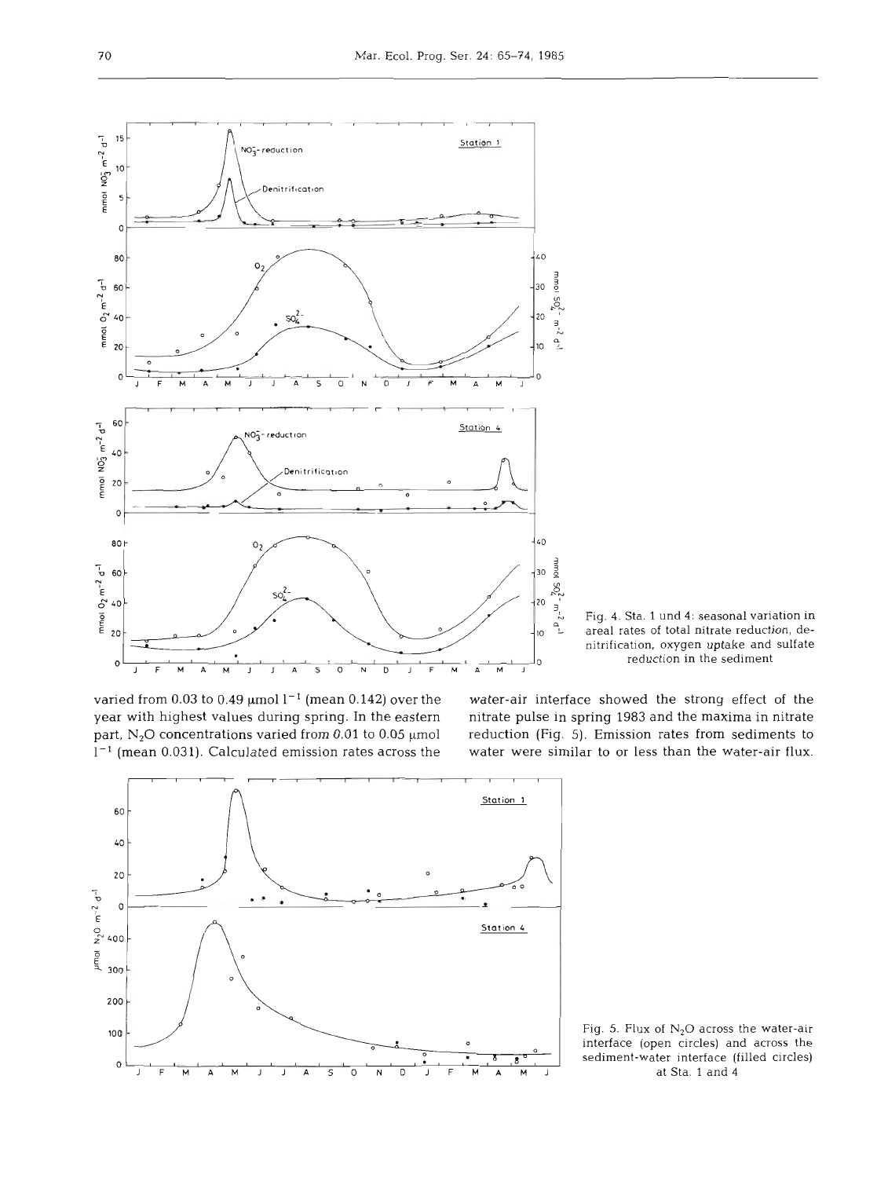Fig. 4. Sta. 1 und 4: seasonal variation in areal rates of total nitrate reduction, denitrification, oxygen uptake and sulfate reduction in the sediment

varied from 0.03 to 0.49 µmol $l^{-1}$ (mean 0.142) over the year with highest values during spring. In the eastern part, $N_2O$ concentrations varied from 0.01 to 0.05 µmol $l^{-1}$ (mean 0.031). Calculated emission rates across the water-air interface showed the strong effect of the nitrate pulse in spring 1983 and the maxima in nitrate reduction (Fig. 5). Emission rates from sediments to water were similar to or less than the water-air flux.

Fig. 5. Flux of $N_2O$ across the water-air interface (open circles) and across the sediment-water interface (filled circles) at Sta. 1 and 4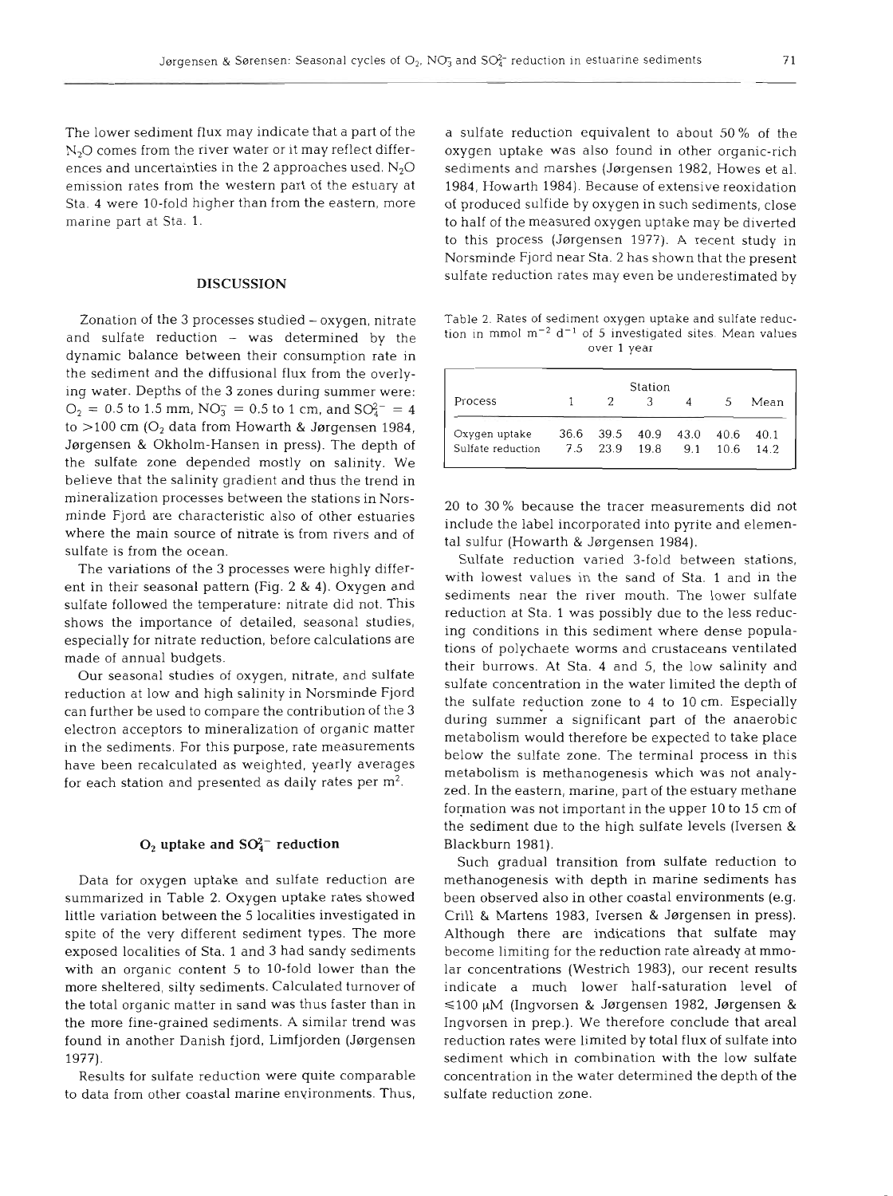The lower sediment flux may indicate that a part of the $N_2O$ comes from the river water or it may reflect differences and uncertainties in the 2 approaches used. $N_2O$ emission rates from the western part of the estuary at Sta. 4 were 10-fold higher than from the eastern, more marine part at Sta. 1.

## DISCUSSION

Zonation of the 3 processes studied – oxygen, nitrate and sulfate reduction – was determined by the dynamic balance between their consumption rate in the sediment and the diffusional flux from the overlying water. Depths of the 3 zones during summer were: $O_2$ = 0.5 to 1.5 mm, $NO_3^-$ = 0.5 to 1 cm, and $SO_4^{2-}$ = 4 to >100 cm ($O_2$ data from Howarth & Jørgensen 1984, Jørgensen & Okholm-Hansen in press). The depth of the sulfate zone depended mostly on salinity. We believe that the salinity gradient and thus the trend in mineralization processes between the stations in Norsminde Fjord are characteristic also of other estuaries where the main source of nitrate is from rivers and of sulfate is from the ocean.

The variations of the 3 processes were highly different in their seasonal pattern (Fig. 2 & 4). Oxygen and sulfate followed the temperature: nitrate did not. This shows the importance of detailed, seasonal studies, especially for nitrate reduction, before calculations are made of annual budgets.

Our seasonal studies of oxygen, nitrate, and sulfate reduction at low and high salinity in Norsminde Fjord can further be used to compare the contribution of the 3 electron acceptors to mineralization of organic matter in the sediments. For this purpose, rate measurements have been recalculated as weighted, yearly averages for each station and presented as daily rates per $m^2$.

### $O_2$ uptake and $SO_4^{2-}$ reduction

Data for oxygen uptake and sulfate reduction are summarized in Table 2. Oxygen uptake rates showed little variation between the 5 localities investigated in spite of the very different sediment types. The more exposed localities of Sta. 1 and 3 had sandy sediments with an organic content 5 to 10-fold lower than the more sheltered, silty sediments. Calculated turnover of the total organic matter in sand was thus faster than in the more fine-grained sediments. A similar trend was found in another Danish fjord, Limfjorden (Jørgensen 1977).

Results for sulfate reduction were quite comparable to data from other coastal marine environments. Thus, a sulfate reduction equivalent to about 50 % of the oxygen uptake was also found in other organic-rich sediments and marshes (Jørgensen 1982, Howes et al. 1984, Howarth 1984). Because of extensive reoxidation of produced sulfide by oxygen in such sediments, close to half of the measured oxygen uptake may be diverted to this process (Jørgensen 1977). A recent study in Norsminde Fjord near Sta. 2 has shown that the present sulfate reduction rates may even be underestimated by 20 to 30 % because the tracer measurements did not include the label incorporated into pyrite and elemental sulfur (Howarth & Jørgensen 1984).

Table 2. Rates of sediment oxygen uptake and sulfate reduction in mmol $m^{-2}$ $d^{-1}$ of 5 investigated sites. Mean values over 1 year

| Process | Station 1 | 2 | 3 | 4 | 5 | Mean |
|---|---|---|---|---|---|---|
| Oxygen uptake | 36.6 | 39.5 | 40.9 | 43.0 | 40.6 | 40.1 |
| Sulfate reduction | 7.5 | 23.9 | 19.8 | 9.1 | 10.6 | 14.2 |

Sulfate reduction varied 3-fold between stations, with lowest values in the sand of Sta. 1 and in the sediments near the river mouth. The lower sulfate reduction at Sta. 1 was possibly due to the less reducing conditions in this sediment where dense populations of polychaete worms and crustaceans ventilated their burrows. At Sta. 4 and 5, the low salinity and sulfate concentration in the water limited the depth of the sulfate reduction zone to 4 to 10 cm. Especially during summer a significant part of the anaerobic metabolism would therefore be expected to take place below the sulfate zone. The terminal process in this metabolism is methanogenesis which was not analyzed. In the eastern, marine, part of the estuary methane formation was not important in the upper 10 to 15 cm of the sediment due to the high sulfate levels (Iversen & Blackburn 1981).

Such gradual transition from sulfate reduction to methanogenesis with depth in marine sediments has been observed also in other coastal environments (e.g. Crill & Martens 1983, Iversen & Jørgensen in press). Although there are indications that sulfate may become limiting for the reduction rate already at mmolar concentrations (Westrich 1983), our recent results indicate a much lower half-saturation level of ≤100 µM (Ingvorsen & Jørgensen 1982, Jørgensen & Ingvorsen in prep.). We therefore conclude that areal reduction rates were limited by total flux of sulfate into sediment which in combination with the low sulfate concentration in the water determined the depth of the sulfate reduction zone.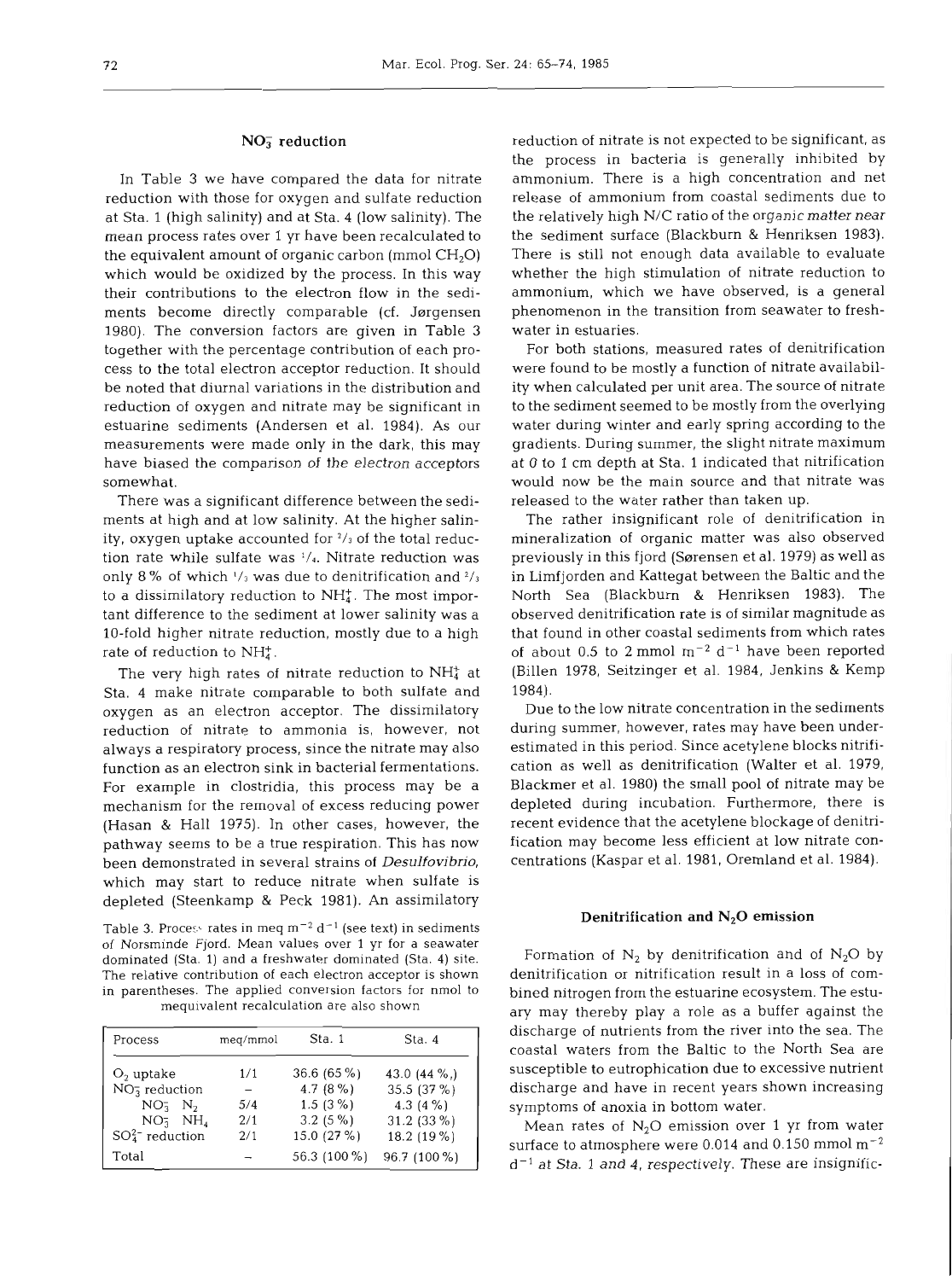## $NO_3^-$ reduction

In Table 3 we have compared the data for nitrate reduction with those for oxygen and sulfate reduction at Sta. 1 (high salinity) and at Sta. 4 (low salinity). The mean process rates over 1 yr have been recalculated to the equivalent amount of organic carbon (mmol $CH_2O$) which would be oxidized by the process. In this way their contributions to the electron flow in the sediments become directly comparable (cf. Jørgensen 1980). The conversion factors are given in Table 3 together with the percentage contribution of each process to the total electron acceptor reduction. It should be noted that diurnal variations in the distribution and reduction of oxygen and nitrate may be significant in estuarine sediments (Andersen et al. 1984). As our measurements were made only in the dark, this may have biased the comparison of the electron acceptors somewhat.

There was a significant difference between the sediments at high and at low salinity. At the higher salinity, oxygen uptake accounted for $^2/_3$ of the total reduction rate while sulfate was $^1/_4$. Nitrate reduction was only 8 % of which $^1/_3$ was due to denitrification and $^2/_3$ to a dissimilatory reduction to $NH_4^+$. The most important difference to the sediment at lower salinity was a 10-fold higher nitrate reduction, mostly due to a high rate of reduction to $NH_4^+$.

The very high rates of nitrate reduction to $NH_4^+$ at Sta. 4 make nitrate comparable to both sulfate and oxygen as an electron acceptor. The dissimilatory reduction of nitrate to ammonia is, however, not always a respiratory process, since the nitrate may also function as an electron sink in bacterial fermentations. For example in clostridia, this process may be a mechanism for the removal of excess reducing power (Hasan & Hall 1975). In other cases, however, the pathway seems to be a true respiration. This has now been demonstrated in several strains of *Desulfovibrio*, which may start to reduce nitrate when sulfate is depleted (Steenkamp & Peck 1981). An assimilatory reduction of nitrate is not expected to be significant, as the process in bacteria is generally inhibited by ammonium. There is a high concentration and net release of ammonium from coastal sediments due to the relatively high N/C ratio of the organic matter near the sediment surface (Blackburn & Henriksen 1983). There is still not enough data available to evaluate whether the high stimulation of nitrate reduction to ammonium, which we have observed, is a general phenomenon in the transition from seawater to freshwater in estuaries.

Table 3. Process rates in meq $m^{-2}$ $d^{-1}$ (see text) in sediments of Norsminde Fjord. Mean values over 1 yr for a seawater dominated (Sta. 1) and a freshwater dominated (Sta. 4) site. The relative contribution of each electron acceptor is shown in parentheses. The applied conversion factors for nmol to mequivalent recalculation are also shown

| Process | meq/mmol | Sta. 1 | Sta. 4 |
|---|---|---|---|
| $O_2$ uptake | 1/1 | 36.6 (65 %) | 43.0 (44 %) |
| $NO_3^-$ reduction | – | 4.7 (8 %) | 35.5 (37 %) |
| $NO_3^-$ $N_2$ | 5/4 | 1.5 (3 %) | 4.3 (4 %) |
| $NO_3^-$ $NH_4$ | 2/1 | 3.2 (5 %) | 31.2 (33 %) |
| $SO_4^{2-}$ reduction | 2/1 | 15.0 (27 %) | 18.2 (19 %) |
| Total | – | 56.3 (100 %) | 96.7 (100 %) |

For both stations, measured rates of denitrification were found to be mostly a function of nitrate availability when calculated per unit area. The source of nitrate to the sediment seemed to be mostly from the overlying water during winter and early spring according to the gradients. During summer, the slight nitrate maximum at 0 to 1 cm depth at Sta. 1 indicated that nitrification would now be the main source and that nitrate was released to the water rather than taken up.

The rather insignificant role of denitrification in mineralization of organic matter was also observed previously in this fjord (Sørensen et al. 1979) as well as in Limfjorden and Kattegat between the Baltic and the North Sea (Blackburn & Henriksen 1983). The observed denitrification rate is of similar magnitude as that found in other coastal sediments from which rates of about 0.5 to 2 mmol $m^{-2}$ $d^{-1}$ have been reported (Billen 1978, Seitzinger et al. 1984, Jenkins & Kemp 1984).

Due to the low nitrate concentration in the sediments during summer, however, rates may have been underestimated in this period. Since acetylene blocks nitrification as well as denitrification (Walter et al. 1979, Blackmer et al. 1980) the small pool of nitrate may be depleted during incubation. Furthermore, there is recent evidence that the acetylene blockage of denitrification may become less efficient at low nitrate concentrations (Kaspar et al. 1981, Oremland et al. 1984).

## Denitrification and $N_2O$ emission

Formation of $N_2$ by denitrification and of $N_2O$ by denitrification or nitrification result in a loss of combined nitrogen from the estuarine ecosystem. The estuary may thereby play a role as a buffer against the discharge of nutrients from the river into the sea. The coastal waters from the Baltic to the North Sea are susceptible to eutrophication due to excessive nutrient discharge and have in recent years shown increasing symptoms of anoxia in bottom water.

Mean rates of $N_2O$ emission over 1 yr from water surface to atmosphere were 0.014 and 0.150 mmol $m^{-2}$ $d^{-1}$ at Sta. 1 and 4, respectively. These are insignific-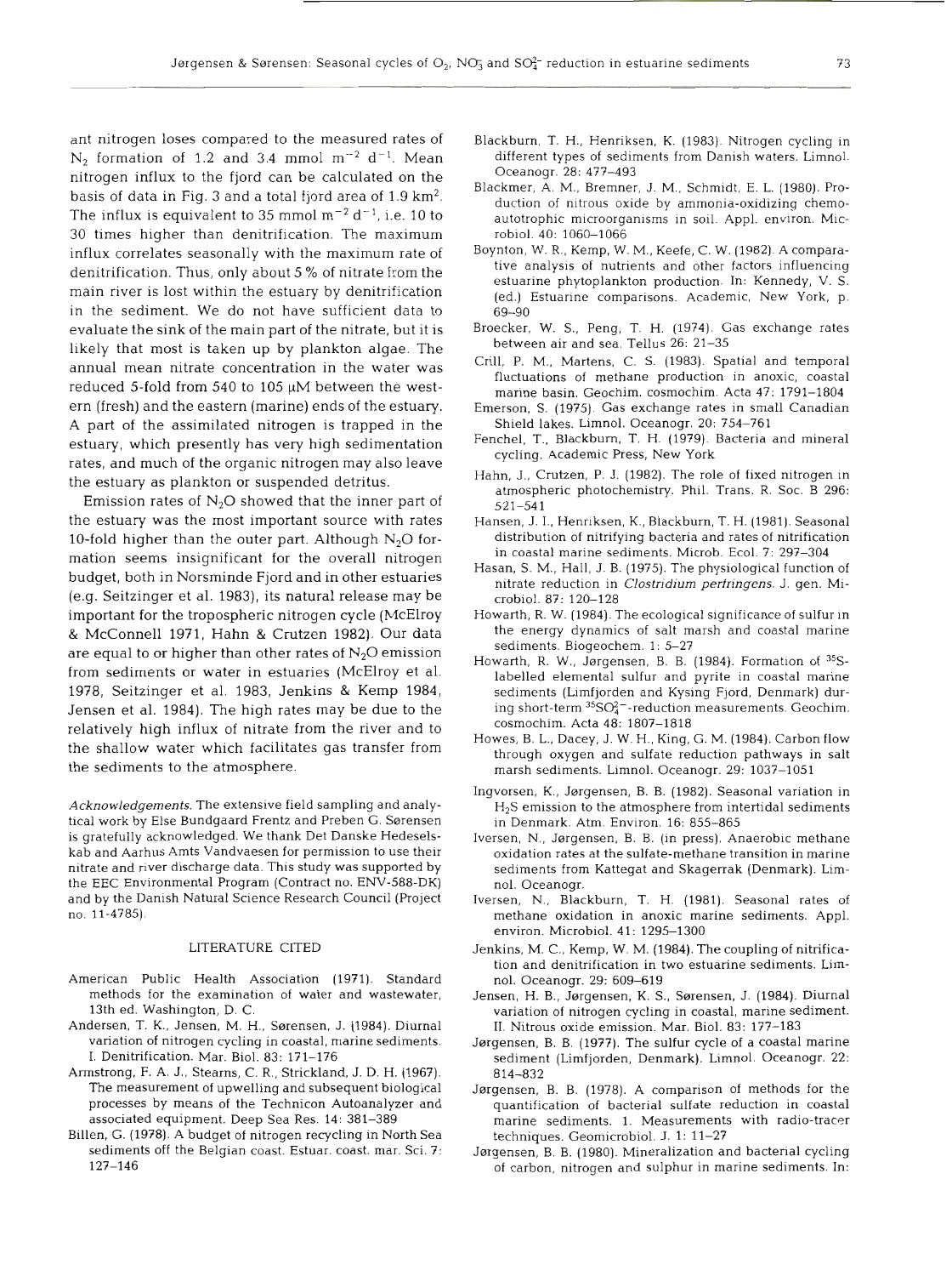ant nitrogen loses compared to the measured rates of $N_2$ formation of 1.2 and 3.4 mmol $m^{-2}$ $d^{-1}$. Mean nitrogen influx to the fjord can be calculated on the basis of data in Fig. 3 and a total fjord area of 1.9 $km^2$. The influx is equivalent to 35 mmol $m^{-2}$ $d^{-1}$, i.e. 10 to 30 times higher than denitrification. The maximum influx correlates seasonally with the maximum rate of denitrification. Thus, only about 5 % of nitrate from the main river is lost within the estuary by denitrification in the sediment. We do not have sufficient data to evaluate the sink of the main part of the nitrate, but it is likely that most is taken up by plankton algae. The annual mean nitrate concentration in the water was reduced 5-fold from 540 to 105 μM between the western (fresh) and the eastern (marine) ends of the estuary. A part of the assimilated nitrogen is trapped in the estuary, which presently has very high sedimentation rates, and much of the organic nitrogen may also leave the estuary as plankton or suspended detritus.

Emission rates of $N_2O$ showed that the inner part of the estuary was the most important source with rates 10-fold higher than the outer part. Although $N_2O$ formation seems insignificant for the overall nitrogen budget, both in Norsminde Fjord and in other estuaries (e.g. Seitzinger et al. 1983), its natural release may be important for the tropospheric nitrogen cycle (McElroy & McConnell 1971, Hahn & Crutzen 1982). Our data are equal to or higher than other rates of $N_2O$ emission from sediments or water in estuaries (McElroy et al. 1978, Seitzinger et al. 1983, Jenkins & Kemp 1984, Jensen et al. 1984). The high rates may be due to the relatively high influx of nitrate from the river and to the shallow water which facilitates gas transfer from the sediments to the atmosphere.

*Acknowledgements.* The extensive field sampling and analytical work by Else Bundgaard Frentz and Preben G. Sørensen is gratefully acknowledged. We thank Det Danske Hedeselskab and Aarhus Amts Vandvaesen for permission to use their nitrate and river discharge data. This study was supported by the EEC Environmental Program (Contract no. ENV-588-DK) and by the Danish Natural Science Research Council (Project no. 11-4785).

## LITERATURE CITED

American Public Health Association (1971). Standard methods for the examination of water and wastewater, 13th ed. Washington, D. C.

Andersen, T. K., Jensen, M. H., Sørensen, J. (1984). Diurnal variation of nitrogen cycling in coastal, marine sediments. I. Denitrification. Mar. Biol. 83: 171–176

Armstrong, F. A. J., Stearns, C. R., Strickland, J. D. H. (1967). The measurement of upwelling and subsequent biological processes by means of the Technicon Autoanalyzer and associated equipment. Deep Sea Res. 14: 381–389

Billen, G. (1978). A budget of nitrogen recycling in North Sea sediments off the Belgian coast. Estuar. coast. mar. Sci. 7: 127–146

Blackburn, T. H., Henriksen, K. (1983). Nitrogen cycling in different types of sediments from Danish waters. Limnol. Oceanogr. 28: 477–493

Blackmer, A. M., Bremner, J. M., Schmidt, E. L. (1980). Production of nitrous oxide by ammonia-oxidizing chemoautotrophic microorganisms in soil. Appl. environ. Microbiol. 40: 1060–1066

Boynton, W. R., Kemp, W. M., Keefe, C. W. (1982). A comparative analysis of nutrients and other factors influencing estuarine phytoplankton production. In: Kennedy, V. S. (ed.) Estuarine comparisons. Academic, New York, p. 69–90

Broecker, W. S., Peng, T. H. (1974). Gas exchange rates between air and sea. Tellus 26: 21–35

Crill, P. M., Martens, C. S. (1983). Spatial and temporal fluctuations of methane production in anoxic, coastal marine basin. Geochim. cosmochim. Acta 47: 1791–1804

Emerson, S. (1975). Gas exchange rates in small Canadian Shield lakes. Limnol. Oceanogr. 20: 754–761

Fenchel, T., Blackburn, T. H. (1979). Bacteria and mineral cycling. Academic Press, New York

Hahn, J., Crutzen, P. J. (1982). The role of fixed nitrogen in atmospheric photochemistry. Phil. Trans. R. Soc. B 296: 521–541

Hansen, J. I., Henriksen, K., Blackburn, T. H. (1981). Seasonal distribution of nitrifying bacteria and rates of nitrification in coastal marine sediments. Microb. Ecol. 7: 297–304

Hasan, S. M., Hall, J. B. (1975). The physiological function of nitrate reduction in *Clostridium perfringens*. J. gen. Microbiol. 87: 120–128

Howarth, R. W. (1984). The ecological significance of sulfur in the energy dynamics of salt marsh and coastal marine sediments. Biogeochem. 1: 5–27

Howarth, R. W., Jørgensen, B. B. (1984). Formation of $^{35}S$-labelled elemental sulfur and pyrite in coastal marine sediments (Limfjorden and Kysing Fjord, Denmark) during short-term $^{35}SO_4^{2-}$-reduction measurements. Geochim. cosmochim. Acta 48: 1807–1818

Howes, B. L., Dacey, J. W. H., King, G. M. (1984). Carbon flow through oxygen and sulfate reduction pathways in salt marsh sediments. Limnol. Oceanogr. 29: 1037–1051

Ingvorsen, K., Jørgensen, B. B. (1982). Seasonal variation in $H_2S$ emission to the atmosphere from intertidal sediments in Denmark. Atm. Environ. 16: 855–865

Iversen, N., Jørgensen, B. B. (in press). Anaerobic methane oxidation rates at the sulfate-methane transition in marine sediments from Kattegat and Skagerrak (Denmark). Limnol. Oceanogr.

Iversen, N., Blackburn, T. H. (1981). Seasonal rates of methane oxidation in anoxic marine sediments. Appl. environ. Microbiol. 41: 1295–1300

Jenkins, M. C., Kemp, W. M. (1984). The coupling of nitrification and denitrification in two estuarine sediments. Limnol. Oceanogr. 29: 609–619

Jensen, H. B., Jørgensen, K. S., Sørensen, J. (1984). Diurnal variation of nitrogen cycling in coastal, marine sediment. II. Nitrous oxide emission. Mar. Biol. 83: 177–183

Jørgensen, B. B. (1977). The sulfur cycle of a coastal marine sediment (Limfjorden, Denmark). Limnol. Oceanogr. 22: 814–832

Jørgensen, B. B. (1978). A comparison of methods for the quantification of bacterial sulfate reduction in coastal marine sediments. 1. Measurements with radio-tracer techniques. Geomicrobiol. J. 1: 11–27

Jørgensen, B. B. (1980). Mineralization and bacterial cycling of carbon, nitrogen and sulphur in marine sediments. In: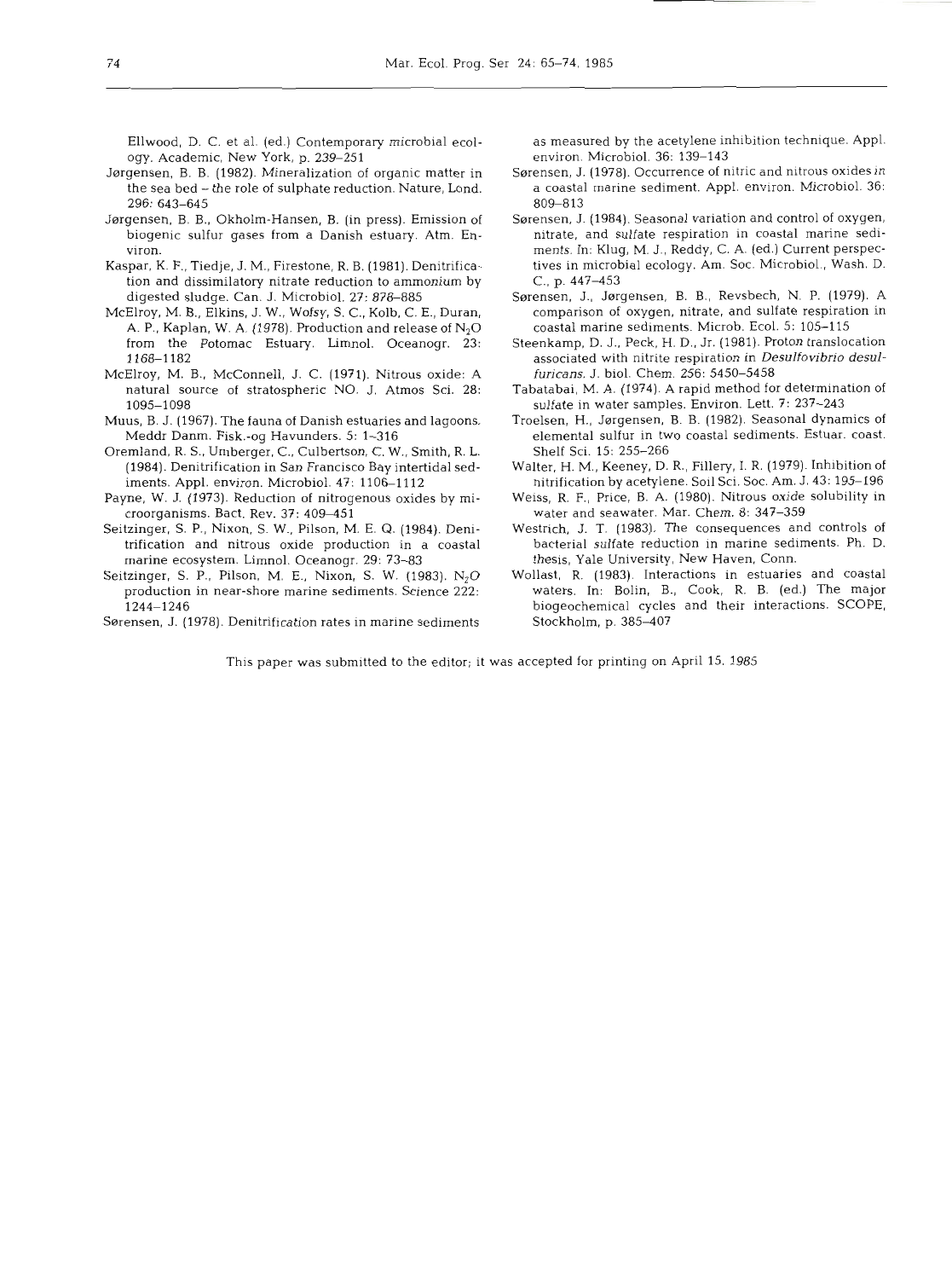Ellwood, D. C. et al. (ed.) Contemporary microbial ecology. Academic, New York, p. 239–251

Jørgensen, B. B. (1982). Mineralization of organic matter in the sea bed – the role of sulphate reduction. Nature, Lond. 296: 643–645

Jørgensen, B. B., Okholm-Hansen, B. (in press). Emission of biogenic sulfur gases from a Danish estuary. Atm. Environ.

Kaspar, K. F., Tiedje, J. M., Firestone, R. B. (1981). Denitrification and dissimilatory nitrate reduction to ammonium by digested sludge. Can. J. Microbiol. 27: 876–885

McElroy, M. B., Elkins, J. W., Wofsy, S. C., Kolb, C. E., Duran, A. P., Kaplan, W. A. (1978). Production and release of $N_2O$ from the Potomac Estuary. Limnol. Oceanogr. 23: 1168–1182

McElroy, M. B., McConnell, J. C. (1971). Nitrous oxide: A natural source of stratospheric NO. J. Atmos Sci. 28: 1095–1098

Muus, B. J. (1967). The fauna of Danish estuaries and lagoons. Meddr Danm. Fisk.-og Havunders. 5: 1–316

Oremland, R. S., Umberger, C., Culbertson, C. W., Smith, R. L. (1984). Denitrification in San Francisco Bay intertidal sediments. Appl. environ. Microbiol. 47: 1106–1112

Payne, W. J. (1973). Reduction of nitrogenous oxides by microorganisms. Bact. Rev. 37: 409–451

Seitzinger, S. P., Nixon, S. W., Pilson, M. E. Q. (1984). Denitrification and nitrous oxide production in a coastal marine ecosystem. Limnol. Oceanogr. 29: 73–83

Seitzinger, S. P., Pilson, M. E., Nixon, S. W. (1983). $N_2O$ production in near-shore marine sediments. Science 222: 1244–1246

Sørensen, J. (1978). Denitrification rates in marine sediments as measured by the acetylene inhibition technique. Appl. environ. Microbiol. 36: 139–143

Sørensen, J. (1978). Occurrence of nitric and nitrous oxides in a coastal marine sediment. Appl. environ. Microbiol. 36: 809–813

Sørensen, J. (1984). Seasonal variation and control of oxygen, nitrate, and sulfate respiration in coastal marine sediments. In: Klug, M. J., Reddy, C. A. (ed.) Current perspectives in microbial ecology. Am. Soc. Microbiol., Wash. D. C., p. 447–453

Sørensen, J., Jørgensen, B. B., Revsbech, N. P. (1979). A comparison of oxygen, nitrate, and sulfate respiration in coastal marine sediments. Microb. Ecol. 5: 105–115

Steenkamp, D. J., Peck, H. D., Jr. (1981). Proton translocation associated with nitrite respiration in *Desulfovibrio desulfuricans*. J. biol. Chem. 256: 5450–5458

Tabatabai, M. A. (1974). A rapid method for determination of sulfate in water samples. Environ. Lett. 7: 237–243

Troelsen, H., Jørgensen, B. B. (1982). Seasonal dynamics of elemental sulfur in two coastal sediments. Estuar. coast. Shelf Sci. 15: 255–266

Walter, H. M., Keeney, D. R., Fillery, I. R. (1979). Inhibition of nitrification by acetylene. Soil Sci. Soc. Am. J. 43: 195–196

Weiss, R. F., Price, B. A. (1980). Nitrous oxide solubility in water and seawater. Mar. Chem. 8: 347–359

Westrich, J. T. (1983). The consequences and controls of bacterial sulfate reduction in marine sediments. Ph. D. thesis, Yale University, New Haven, Conn.

Wollast, R. (1983). Interactions in estuaries and coastal waters. In: Bolin, B., Cook, R. B. (ed.) The major biogeochemical cycles and their interactions. SCOPE, Stockholm, p. 385–407

This paper was submitted to the editor; it was accepted for printing on April 15, 1985